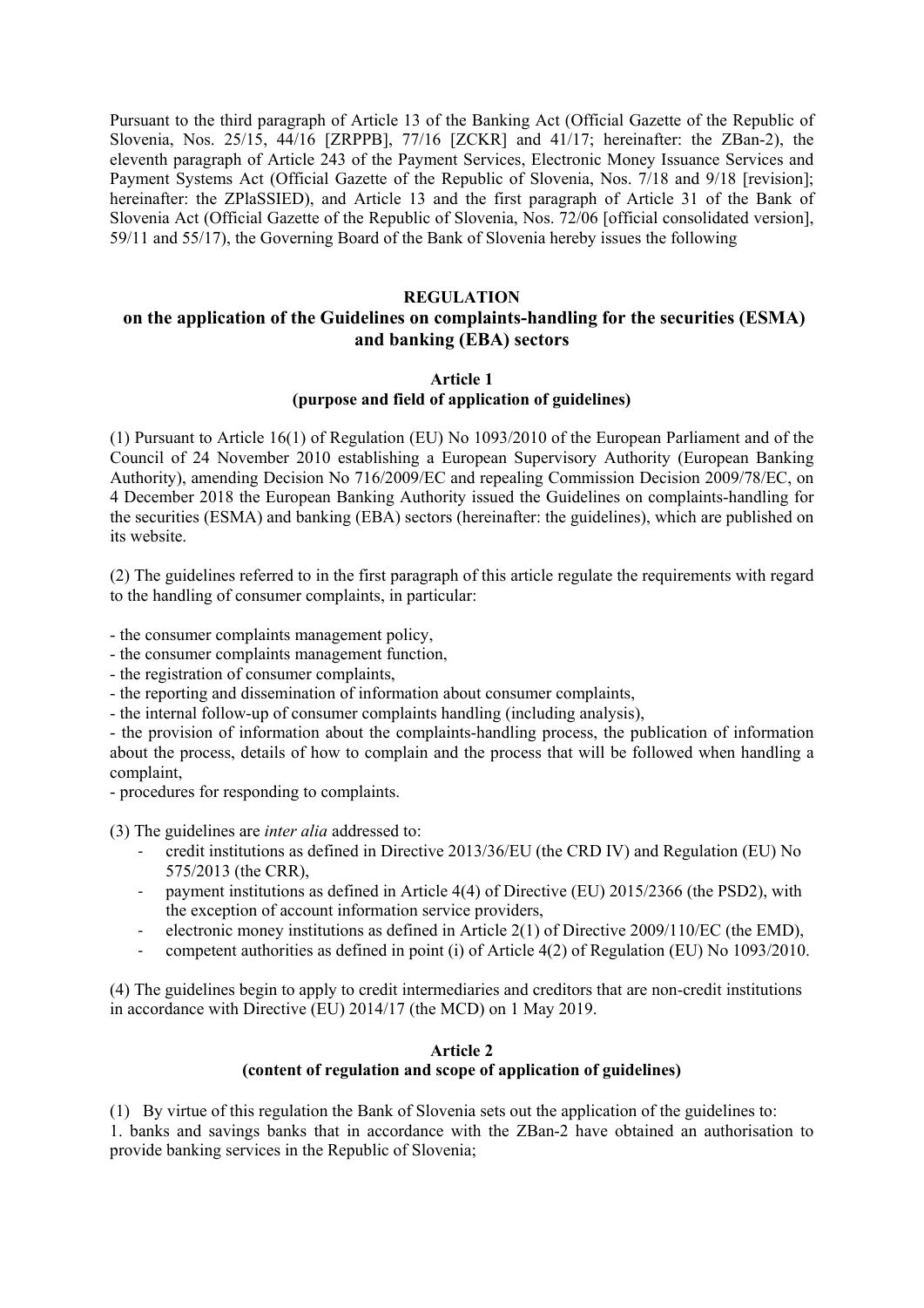Pursuant to the third paragraph of Article 13 of the Banking Act (Official Gazette of the Republic of Slovenia, Nos. 25/15, 44/16 [ZRPPB], 77/16 [ZCKR] and 41/17; hereinafter: the ZBan-2), the eleventh paragraph of Article 243 of the Payment Services, Electronic Money Issuance Services and Payment Systems Act (Official Gazette of the Republic of Slovenia, Nos. 7/18 and 9/18 [revision]; hereinafter: the ZPlaSSIED), and Article 13 and the first paragraph of Article 31 of the Bank of Slovenia Act (Official Gazette of the Republic of Slovenia, Nos. 72/06 [official consolidated version], 59/11 and 55/17), the Governing Board of the Bank of Slovenia hereby issues the following

# REGULATION
# on the application of the Guidelines on complaints-handling for the securities (ESMA) and banking (EBA) sectors

## Article 1
## (purpose and field of application of guidelines)

(1) Pursuant to Article 16(1) of Regulation (EU) No 1093/2010 of the European Parliament and of the Council of 24 November 2010 establishing a European Supervisory Authority (European Banking Authority), amending Decision No 716/2009/EC and repealing Commission Decision 2009/78/EC, on 4 December 2018 the European Banking Authority issued the Guidelines on complaints-handling for the securities (ESMA) and banking (EBA) sectors (hereinafter: the guidelines), which are published on its website.

(2) The guidelines referred to in the first paragraph of this article regulate the requirements with regard to the handling of consumer complaints, in particular:

- the consumer complaints management policy,
- the consumer complaints management function,
- the registration of consumer complaints,
- the reporting and dissemination of information about consumer complaints,
- the internal follow-up of consumer complaints handling (including analysis),
- the provision of information about the complaints-handling process, the publication of information about the process, details of how to complain and the process that will be followed when handling a complaint,
- procedures for responding to complaints.

(3) The guidelines are *inter alia* addressed to:

- credit institutions as defined in Directive 2013/36/EU (the CRD IV) and Regulation (EU) No 575/2013 (the CRR),
- payment institutions as defined in Article 4(4) of Directive (EU) 2015/2366 (the PSD2), with the exception of account information service providers,
- electronic money institutions as defined in Article 2(1) of Directive 2009/110/EC (the EMD),
- competent authorities as defined in point (i) of Article 4(2) of Regulation (EU) No 1093/2010.

(4) The guidelines begin to apply to credit intermediaries and creditors that are non-credit institutions in accordance with Directive (EU) 2014/17 (the MCD) on 1 May 2019.

## Article 2
## (content of regulation and scope of application of guidelines)

(1) By virtue of this regulation the Bank of Slovenia sets out the application of the guidelines to:

1. banks and savings banks that in accordance with the ZBan-2 have obtained an authorisation to provide banking services in the Republic of Slovenia;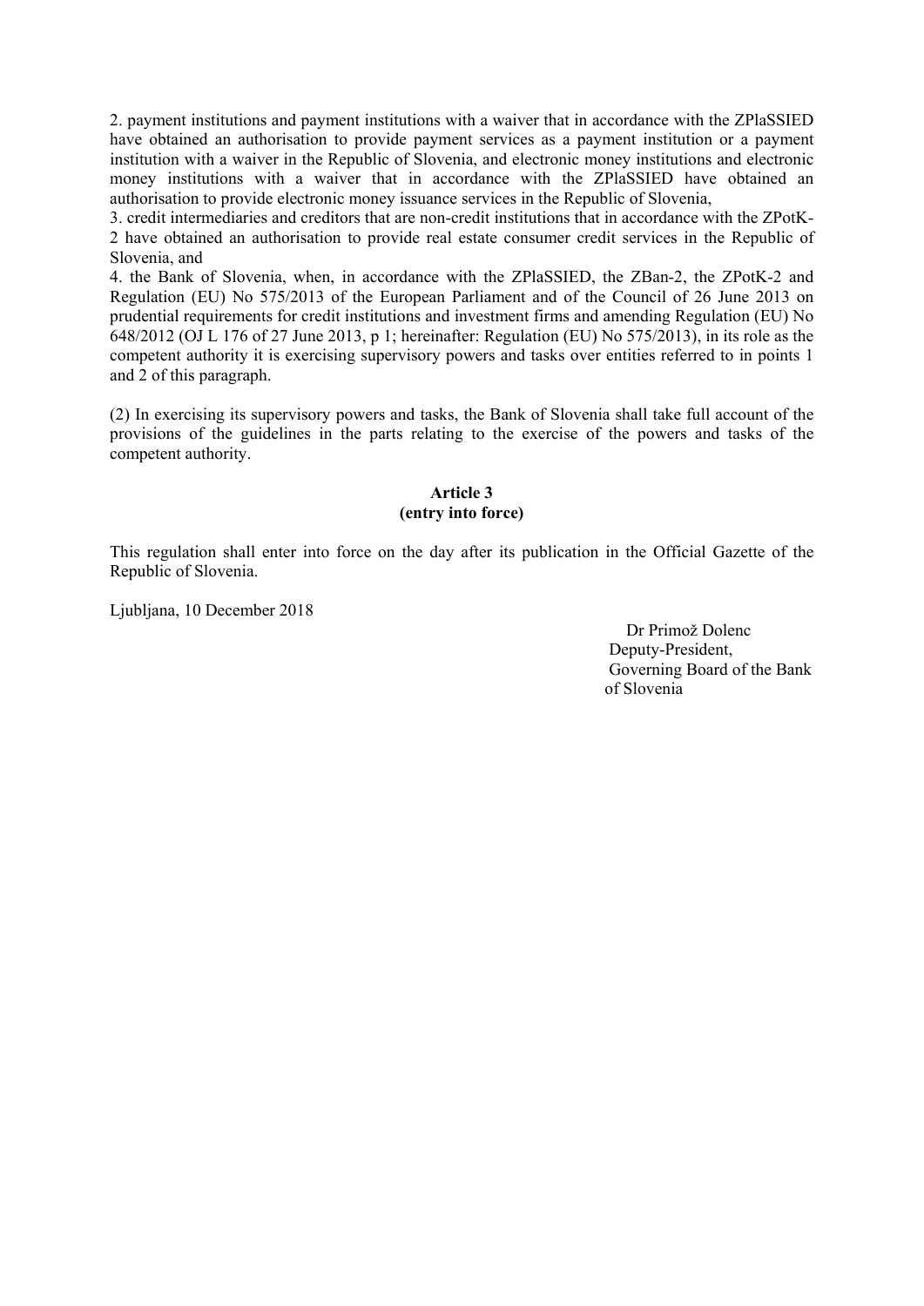2. payment institutions and payment institutions with a waiver that in accordance with the ZPlaSSIED have obtained an authorisation to provide payment services as a payment institution or a payment institution with a waiver in the Republic of Slovenia, and electronic money institutions and electronic money institutions with a waiver that in accordance with the ZPlaSSIED have obtained an authorisation to provide electronic money issuance services in the Republic of Slovenia,

3. credit intermediaries and creditors that are non-credit institutions that in accordance with the ZPotK-2 have obtained an authorisation to provide real estate consumer credit services in the Republic of Slovenia, and

4. the Bank of Slovenia, when, in accordance with the ZPlaSSIED, the ZBan-2, the ZPotK-2 and Regulation (EU) No 575/2013 of the European Parliament and of the Council of 26 June 2013 on prudential requirements for credit institutions and investment firms and amending Regulation (EU) No 648/2012 (OJ L 176 of 27 June 2013, p 1; hereinafter: Regulation (EU) No 575/2013), in its role as the competent authority it is exercising supervisory powers and tasks over entities referred to in points 1 and 2 of this paragraph.

(2) In exercising its supervisory powers and tasks, the Bank of Slovenia shall take full account of the provisions of the guidelines in the parts relating to the exercise of the powers and tasks of the competent authority.

**Article 3**
**(entry into force)**

This regulation shall enter into force on the day after its publication in the Official Gazette of the Republic of Slovenia.

Ljubljana, 10 December 2018

Dr Primož Dolenc
Deputy-President,
Governing Board of the Bank of Slovenia